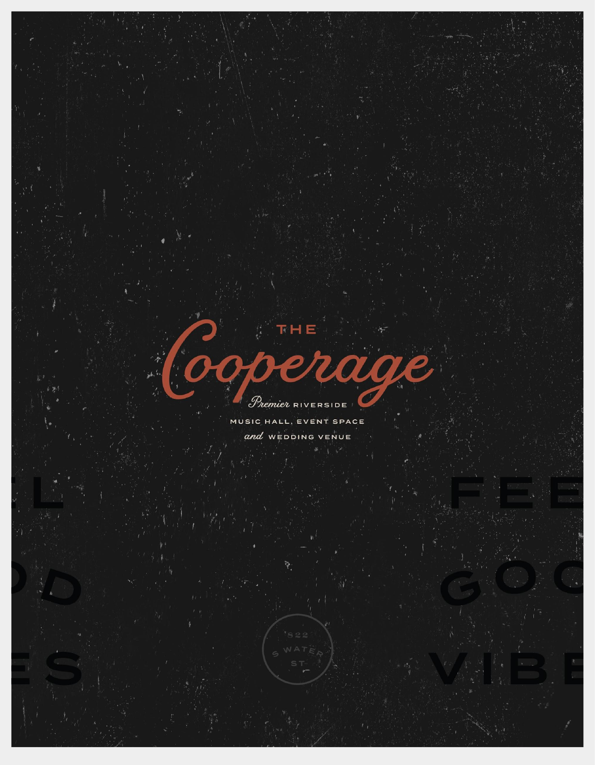# THE Cooperage

*Premier* RIVERSIDE
MUSIC HALL, EVENT SPACE
*and* WEDDING VENUE

822
S WATER
ST

FEEL GOOD VIBES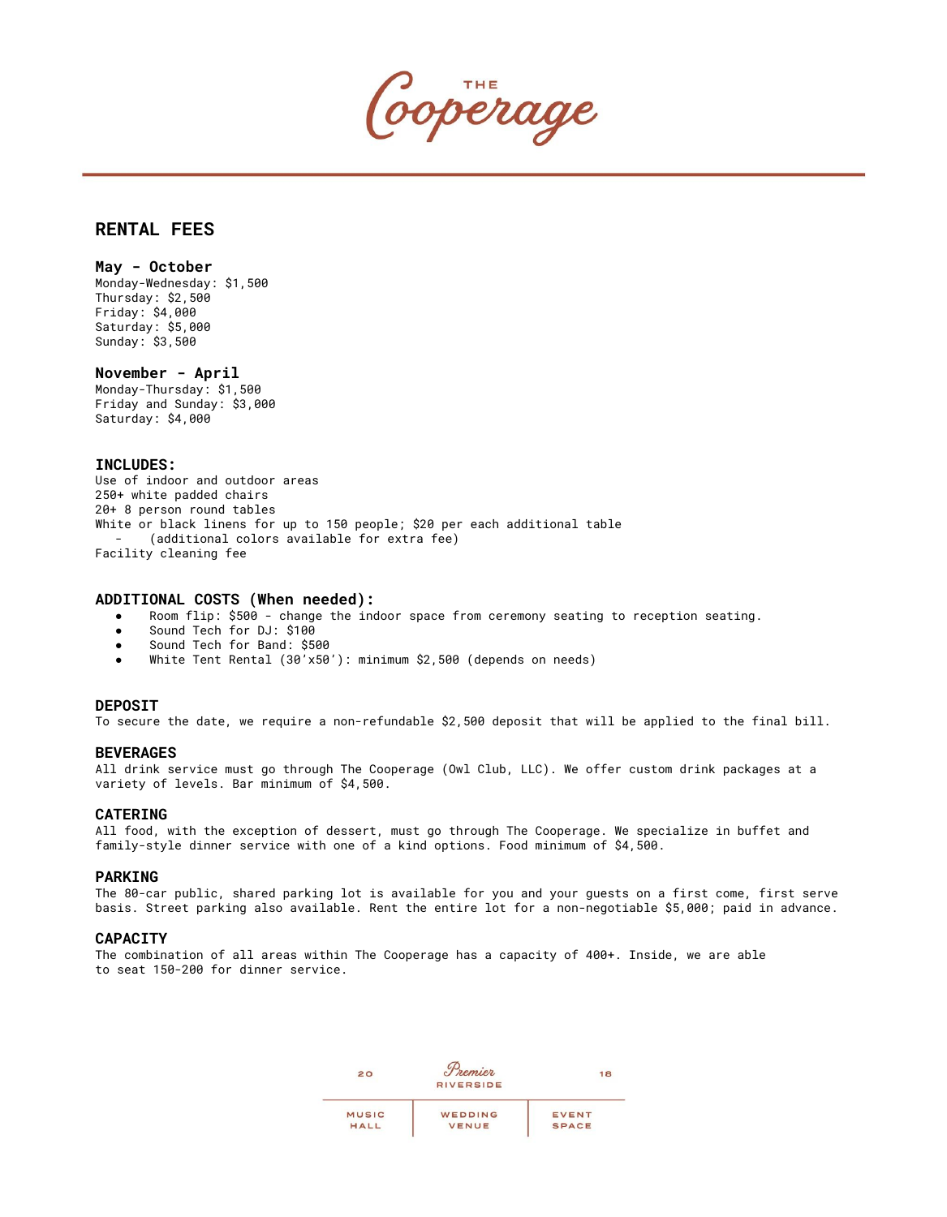# THE Cooperage

## RENTAL FEES

### May - October

Monday-Wednesday: $1,500
Thursday: $2,500
Friday: $4,000
Saturday: $5,000
Sunday: $3,500

### November - April

Monday-Thursday: $1,500
Friday and Sunday: $3,000
Saturday: $4,000

### INCLUDES:

Use of indoor and outdoor areas
250+ white padded chairs
20+ 8 person round tables
White or black linens for up to 150 people; $20 per each additional table
- (additional colors available for extra fee)

Facility cleaning fee

### ADDITIONAL COSTS (When needed):

- Room flip: $500 - change the indoor space from ceremony seating to reception seating.
- Sound Tech for DJ: $100
- Sound Tech for Band: $500
- White Tent Rental (30'x50'): minimum $2,500 (depends on needs)

### DEPOSIT

To secure the date, we require a non-refundable $2,500 deposit that will be applied to the final bill.

### BEVERAGES

All drink service must go through The Cooperage (Owl Club, LLC). We offer custom drink packages at a variety of levels. Bar minimum of $4,500.

### CATERING

All food, with the exception of dessert, must go through The Cooperage. We specialize in buffet and family-style dinner service with one of a kind options. Food minimum of $4,500.

### PARKING

The 80-car public, shared parking lot is available for you and your guests on a first come, first serve basis. Street parking also available. Rent the entire lot for a non-negotiable $5,000; paid in advance.

### CAPACITY

The combination of all areas within The Cooperage has a capacity of 400+. Inside, we are able to seat 150-200 for dinner service.

20 Premier RIVERSIDE 18

MUSIC HALL | WEDDING VENUE | EVENT SPACE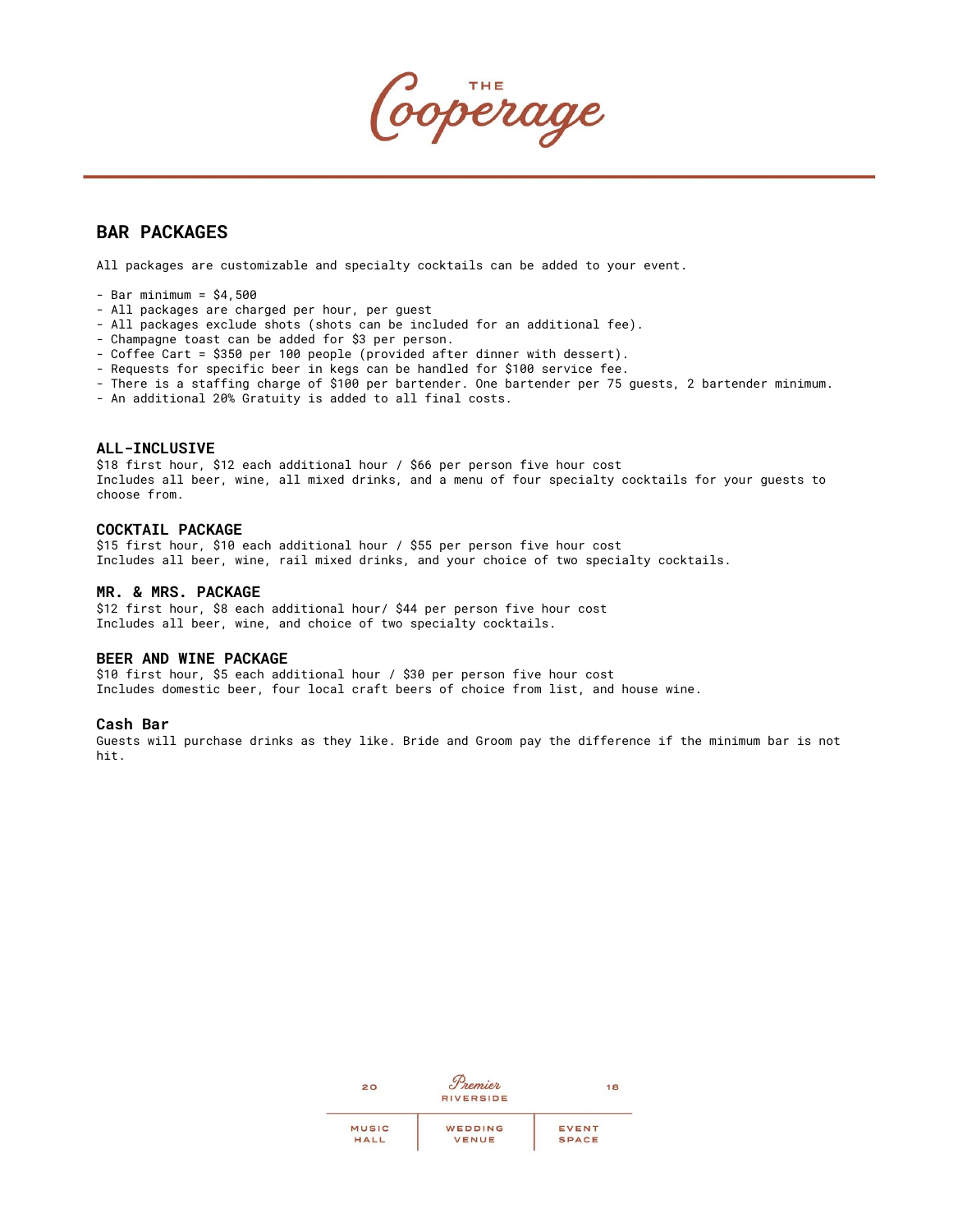# THE Cooperage

## BAR PACKAGES

All packages are customizable and specialty cocktails can be added to your event.

- Bar minimum = $4,500
- All packages are charged per hour, per guest
- All packages exclude shots (shots can be included for an additional fee).
- Champagne toast can be added for $3 per person.
- Coffee Cart = $350 per 100 people (provided after dinner with dessert).
- Requests for specific beer in kegs can be handled for $100 service fee.
- There is a staffing charge of $100 per bartender. One bartender per 75 guests, 2 bartender minimum.
- An additional 20% Gratuity is added to all final costs.

### ALL-INCLUSIVE

$18 first hour, $12 each additional hour / $66 per person five hour cost
Includes all beer, wine, all mixed drinks, and a menu of four specialty cocktails for your guests to choose from.

### COCKTAIL PACKAGE

$15 first hour, $10 each additional hour / $55 per person five hour cost
Includes all beer, wine, rail mixed drinks, and your choice of two specialty cocktails.

### MR. & MRS. PACKAGE

$12 first hour, $8 each additional hour/ $44 per person five hour cost
Includes all beer, wine, and choice of two specialty cocktails.

### BEER AND WINE PACKAGE

$10 first hour, $5 each additional hour / $30 per person five hour cost
Includes domestic beer, four local craft beers of choice from list, and house wine.

### Cash Bar

Guests will purchase drinks as they like. Bride and Groom pay the difference if the minimum bar is not hit.

20 Premier RIVERSIDE 18

MUSIC HALL | WEDDING VENUE | EVENT SPACE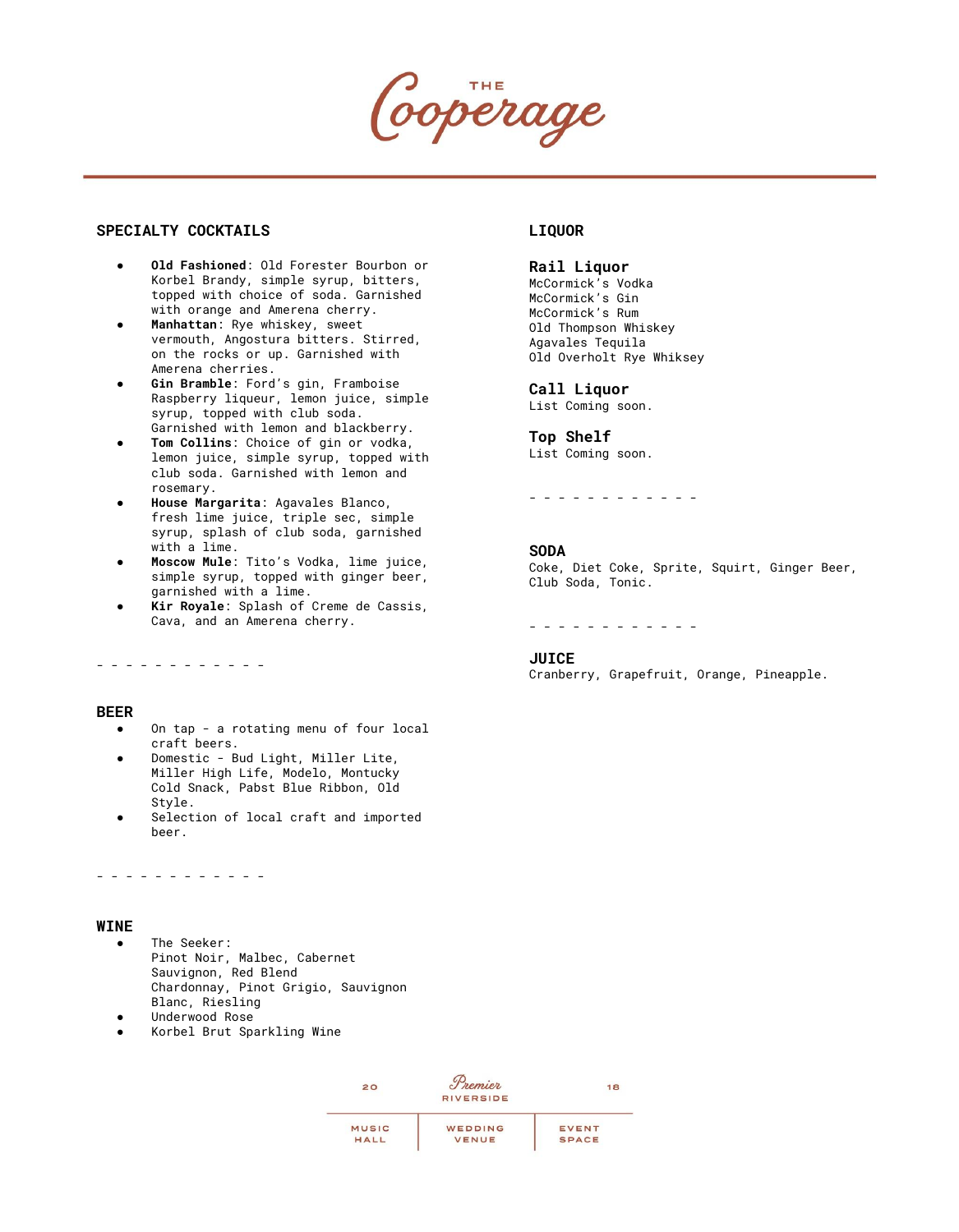# THE Cooperage

## SPECIALTY COCKTAILS

- **Old Fashioned**: Old Forester Bourbon or Korbel Brandy, simple syrup, bitters, topped with choice of soda. Garnished with orange and Amerena cherry.
- **Manhattan**: Rye whiskey, sweet vermouth, Angostura bitters. Stirred, on the rocks or up. Garnished with Amerena cherries.
- **Gin Bramble**: Ford's gin, Framboise Raspberry liqueur, lemon juice, simple syrup, topped with club soda. Garnished with lemon and blackberry.
- **Tom Collins**: Choice of gin or vodka, lemon juice, simple syrup, topped with club soda. Garnished with lemon and rosemary.
- **House Margarita**: Agavales Blanco, fresh lime juice, triple sec, simple syrup, splash of club soda, garnished with a lime.
- **Moscow Mule**: Tito's Vodka, lime juice, simple syrup, topped with ginger beer, garnished with a lime.
- **Kir Royale**: Splash of Creme de Cassis, Cava, and an Amerena cherry.

\- - - - - - - - - - - -

## BEER

- On tap - a rotating menu of four local craft beers.
- Domestic - Bud Light, Miller Lite, Miller High Life, Modelo, Montucky Cold Snack, Pabst Blue Ribbon, Old Style.
- Selection of local craft and imported beer.

\- - - - - - - - - - - -

## WINE

- The Seeker:
  Pinot Noir, Malbec, Cabernet Sauvignon, Red Blend
  Chardonnay, Pinot Grigio, Sauvignon Blanc, Riesling
- Underwood Rose
- Korbel Brut Sparkling Wine

## LIQUOR

### Rail Liquor

McCormick's Vodka
McCormick's Gin
McCormick's Rum
Old Thompson Whiskey
Agavales Tequila
Old Overholt Rye Whiksey

### Call Liquor

List Coming soon.

### Top Shelf

List Coming soon.

\- - - - - - - - - - - -

## SODA

Coke, Diet Coke, Sprite, Squirt, Ginger Beer, Club Soda, Tonic.

\- - - - - - - - - - - -

## JUICE

Cranberry, Grapefruit, Orange, Pineapple.

20 Premier RIVERSIDE 18

MUSIC HALL | WEDDING VENUE | EVENT SPACE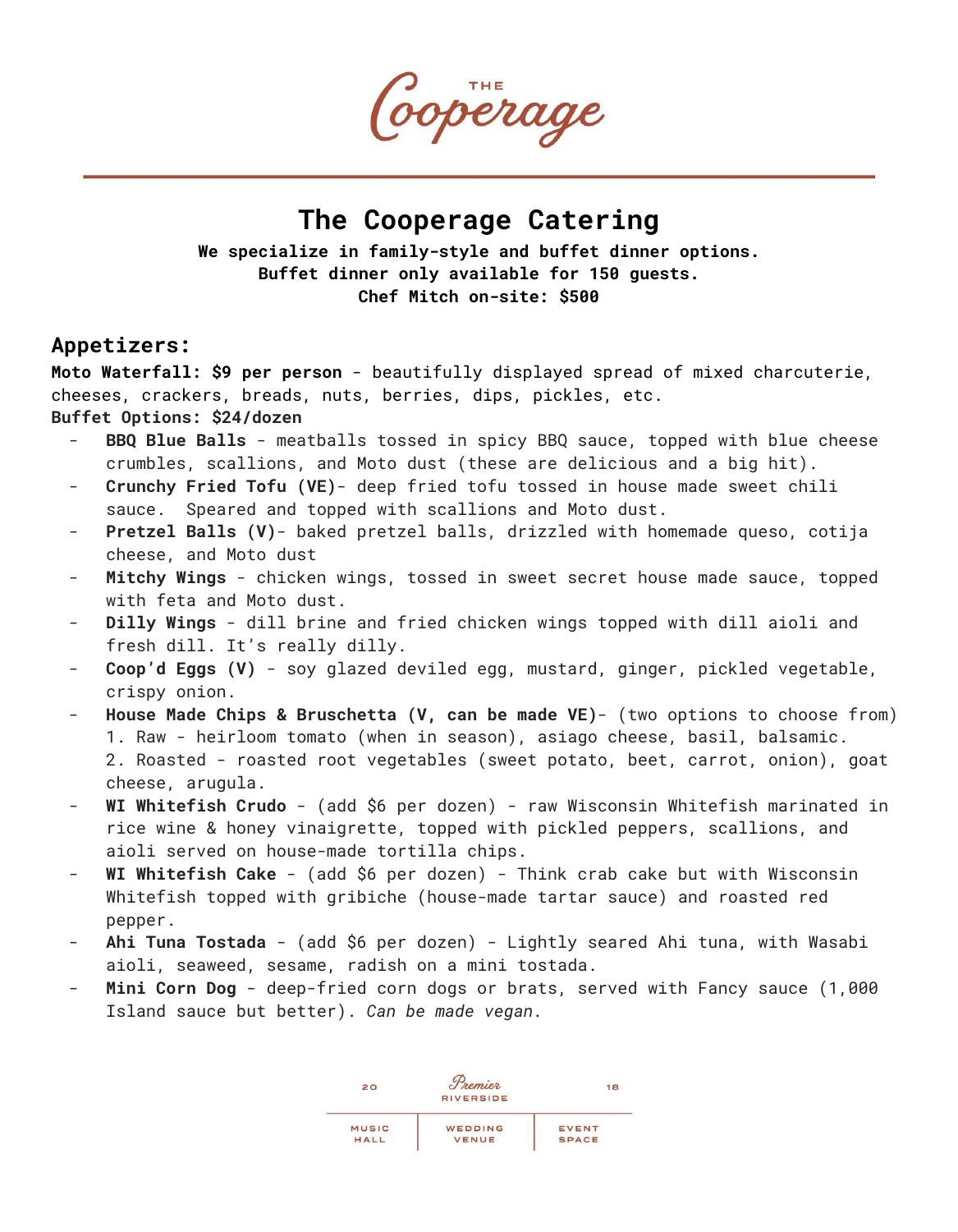# The Cooperage Catering

**We specialize in family-style and buffet dinner options.**
**Buffet dinner only available for 150 guests.**
**Chef Mitch on-site: $500**

## Appetizers:

**Moto Waterfall: $9 per person** - beautifully displayed spread of mixed charcuterie, cheeses, crackers, breads, nuts, berries, dips, pickles, etc.

**Buffet Options: $24/dozen**

- **BBQ Blue Balls** - meatballs tossed in spicy BBQ sauce, topped with blue cheese crumbles, scallions, and Moto dust (these are delicious and a big hit).
- **Crunchy Fried Tofu (VE)**- deep fried tofu tossed in house made sweet chili sauce. Speared and topped with scallions and Moto dust.
- **Pretzel Balls (V)**- baked pretzel balls, drizzled with homemade queso, cotija cheese, and Moto dust
- **Mitchy Wings** - chicken wings, tossed in sweet secret house made sauce, topped with feta and Moto dust.
- **Dilly Wings** - dill brine and fried chicken wings topped with dill aioli and fresh dill. It's really dilly.
- **Coop'd Eggs (V)** - soy glazed deviled egg, mustard, ginger, pickled vegetable, crispy onion.
- **House Made Chips & Bruschetta (V, can be made VE)**- (two options to choose from)
  1. Raw - heirloom tomato (when in season), asiago cheese, basil, balsamic.
  2. Roasted - roasted root vegetables (sweet potato, beet, carrot, onion), goat cheese, arugula.
- **WI Whitefish Crudo** - (add $6 per dozen) - raw Wisconsin Whitefish marinated in rice wine & honey vinaigrette, topped with pickled peppers, scallions, and aioli served on house-made tortilla chips.
- **WI Whitefish Cake** - (add $6 per dozen) - Think crab cake but with Wisconsin Whitefish topped with gribiche (house-made tartar sauce) and roasted red pepper.
- **Ahi Tuna Tostada** - (add $6 per dozen) - Lightly seared Ahi tuna, with Wasabi aioli, seaweed, sesame, radish on a mini tostada.
- **Mini Corn Dog** - deep-fried corn dogs or brats, served with Fancy sauce (1,000 Island sauce but better). *Can be made vegan*.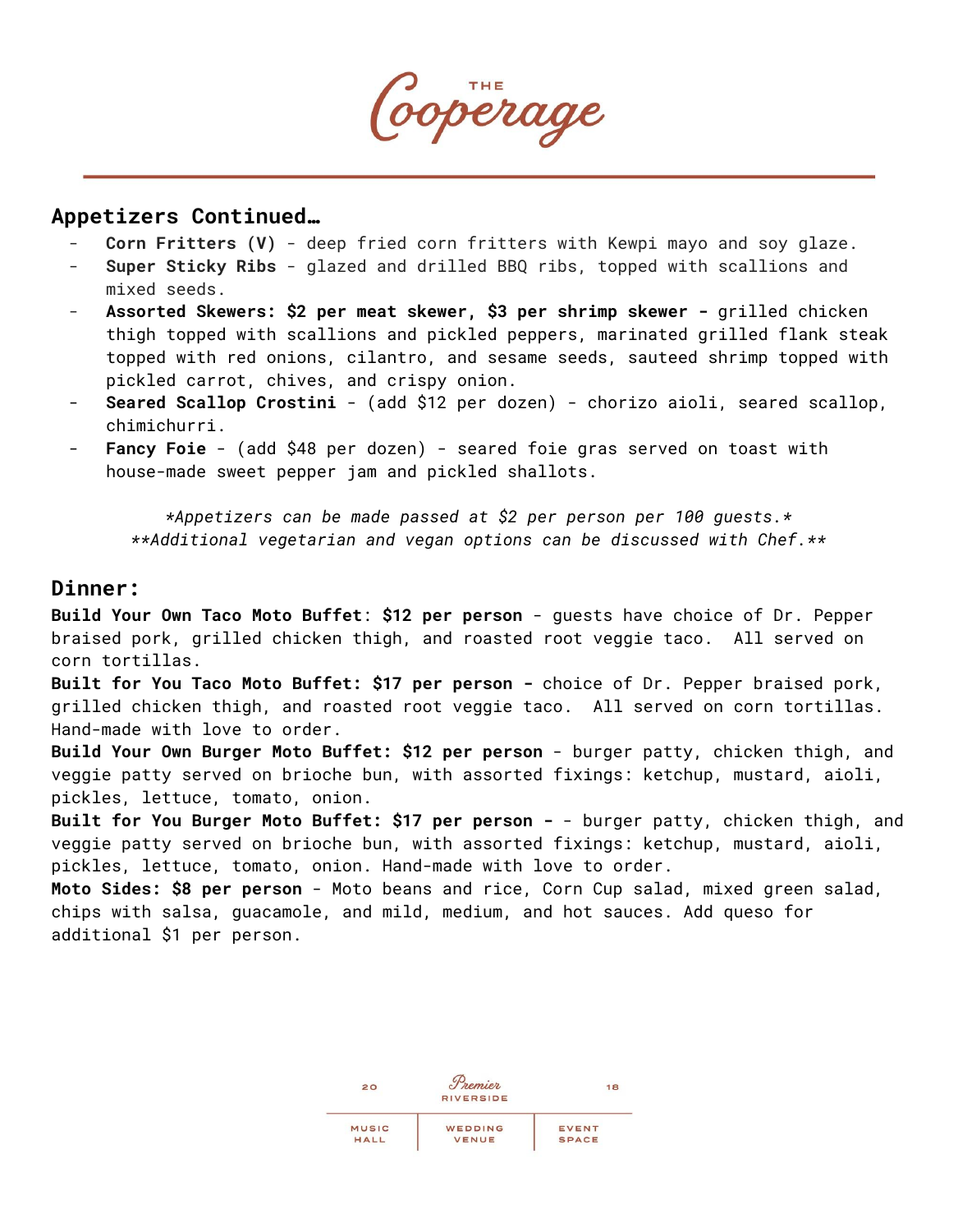## Appetizers Continued…

- **Corn Fritters (V)** - deep fried corn fritters with Kewpi mayo and soy glaze.
- **Super Sticky Ribs** - glazed and drilled BBQ ribs, topped with scallions and mixed seeds.
- **Assorted Skewers: $2 per meat skewer, $3 per shrimp skewer -** grilled chicken thigh topped with scallions and pickled peppers, marinated grilled flank steak topped with red onions, cilantro, and sesame seeds, sauteed shrimp topped with pickled carrot, chives, and crispy onion.
- **Seared Scallop Crostini** - (add $12 per dozen) - chorizo aioli, seared scallop, chimichurri.
- **Fancy Foie** - (add $48 per dozen) - seared foie gras served on toast with house-made sweet pepper jam and pickled shallots.

*\*Appetizers can be made passed at $2 per person per 100 guests.\**
*\*\*Additional vegetarian and vegan options can be discussed with Chef.\*\**

## Dinner:

**Build Your Own Taco Moto Buffet**: **$12 per person** - guests have choice of Dr. Pepper braised pork, grilled chicken thigh, and roasted root veggie taco. All served on corn tortillas.

**Built for You Taco Moto Buffet: $17 per person -** choice of Dr. Pepper braised pork, grilled chicken thigh, and roasted root veggie taco. All served on corn tortillas. Hand-made with love to order.

**Build Your Own Burger Moto Buffet: $12 per person** - burger patty, chicken thigh, and veggie patty served on brioche bun, with assorted fixings: ketchup, mustard, aioli, pickles, lettuce, tomato, onion.

**Built for You Burger Moto Buffet: $17 per person -** - burger patty, chicken thigh, and veggie patty served on brioche bun, with assorted fixings: ketchup, mustard, aioli, pickles, lettuce, tomato, onion. Hand-made with love to order.

**Moto Sides: $8 per person** - Moto beans and rice, Corn Cup salad, mixed green salad, chips with salsa, guacamole, and mild, medium, and hot sauces. Add queso for additional $1 per person.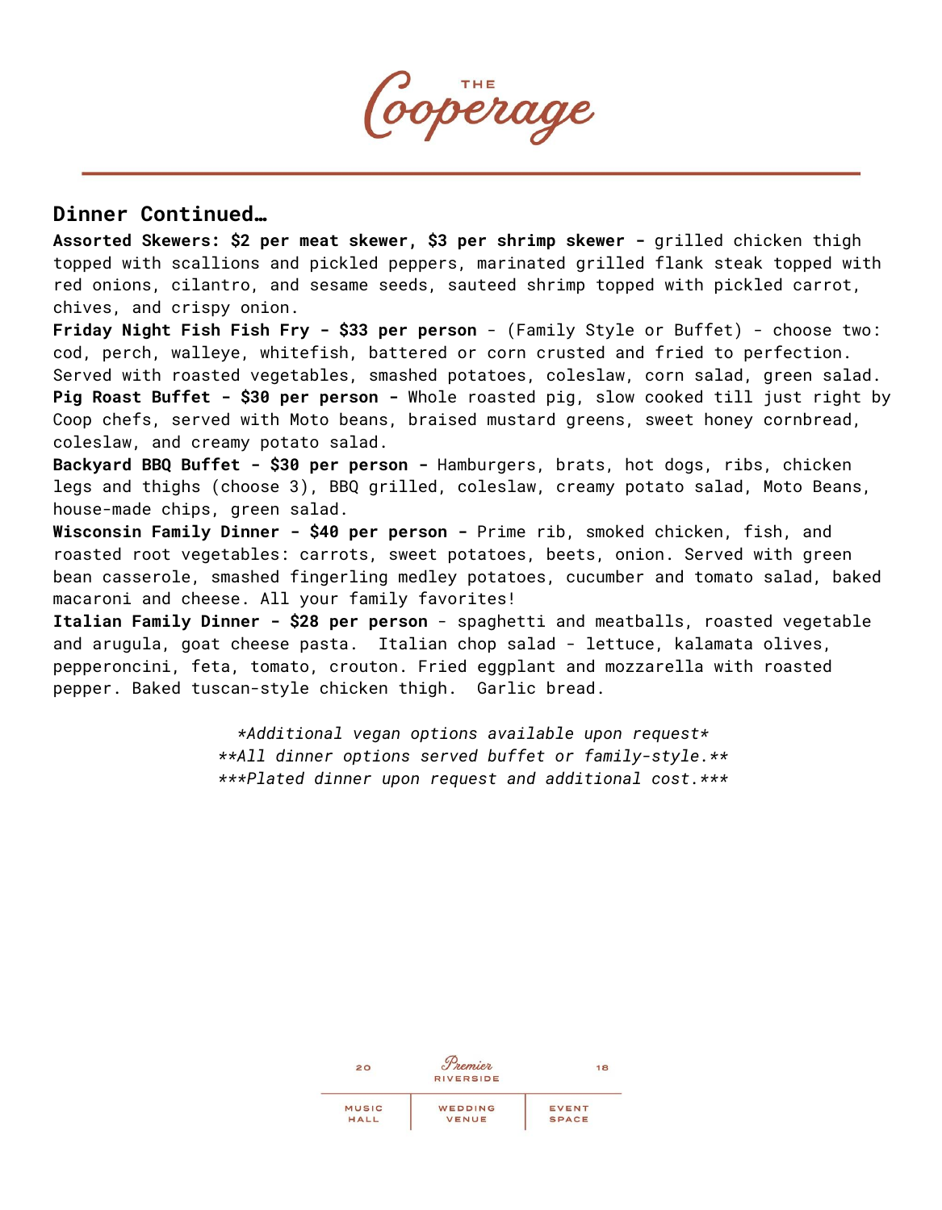## Dinner Continued…

**Assorted Skewers: $2 per meat skewer, $3 per shrimp skewer -** grilled chicken thigh topped with scallions and pickled peppers, marinated grilled flank steak topped with red onions, cilantro, and sesame seeds, sauteed shrimp topped with pickled carrot, chives, and crispy onion.

**Friday Night Fish Fish Fry - $33 per person** - (Family Style or Buffet) - choose two: cod, perch, walleye, whitefish, battered or corn crusted and fried to perfection. Served with roasted vegetables, smashed potatoes, coleslaw, corn salad, green salad.

**Pig Roast Buffet - $30 per person -** Whole roasted pig, slow cooked till just right by Coop chefs, served with Moto beans, braised mustard greens, sweet honey cornbread, coleslaw, and creamy potato salad.

**Backyard BBQ Buffet - $30 per person -** Hamburgers, brats, hot dogs, ribs, chicken legs and thighs (choose 3), BBQ grilled, coleslaw, creamy potato salad, Moto Beans, house-made chips, green salad.

**Wisconsin Family Dinner - $40 per person -** Prime rib, smoked chicken, fish, and roasted root vegetables: carrots, sweet potatoes, beets, onion. Served with green bean casserole, smashed fingerling medley potatoes, cucumber and tomato salad, baked macaroni and cheese. All your family favorites!

**Italian Family Dinner - $28 per person** - spaghetti and meatballs, roasted vegetable and arugula, goat cheese pasta. Italian chop salad - lettuce, kalamata olives, pepperoncini, feta, tomato, crouton. Fried eggplant and mozzarella with roasted pepper. Baked tuscan-style chicken thigh. Garlic bread.

*\*Additional vegan options available upon request\**

*\*\*All dinner options served buffet or family-style.\*\**

*\*\*\*Plated dinner upon request and additional cost.\*\*\**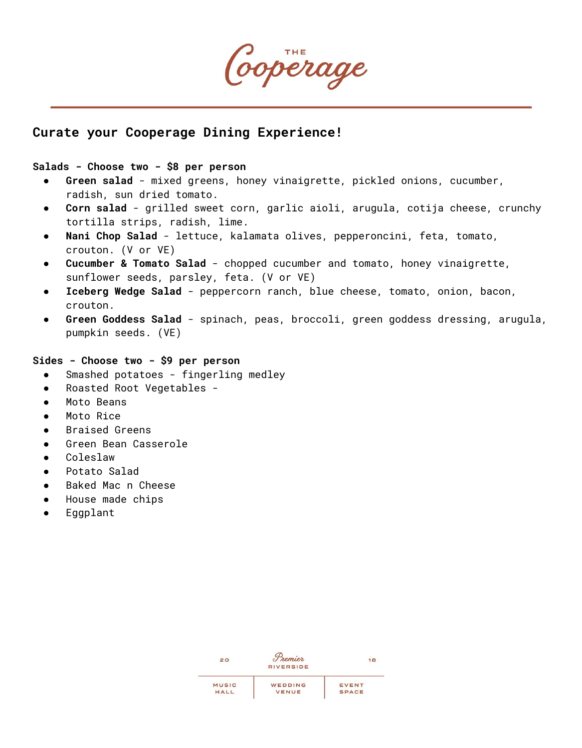# THE Cooperage

## Curate your Cooperage Dining Experience!

**Salads - Choose two - $8 per person**

- **Green salad** - mixed greens, honey vinaigrette, pickled onions, cucumber, radish, sun dried tomato.
- **Corn salad** - grilled sweet corn, garlic aioli, arugula, cotija cheese, crunchy tortilla strips, radish, lime.
- **Nani Chop Salad** - lettuce, kalamata olives, pepperoncini, feta, tomato, crouton. (V or VE)
- **Cucumber & Tomato Salad** - chopped cucumber and tomato, honey vinaigrette, sunflower seeds, parsley, feta. (V or VE)
- **Iceberg Wedge Salad** - peppercorn ranch, blue cheese, tomato, onion, bacon, crouton.
- **Green Goddess Salad** - spinach, peas, broccoli, green goddess dressing, arugula, pumpkin seeds. (VE)

**Sides - Choose two - $9 per person**

- Smashed potatoes - fingerling medley
- Roasted Root Vegetables -
- Moto Beans
- Moto Rice
- Braised Greens
- Green Bean Casserole
- Coleslaw
- Potato Salad
- Baked Mac n Cheese
- House made chips
- Eggplant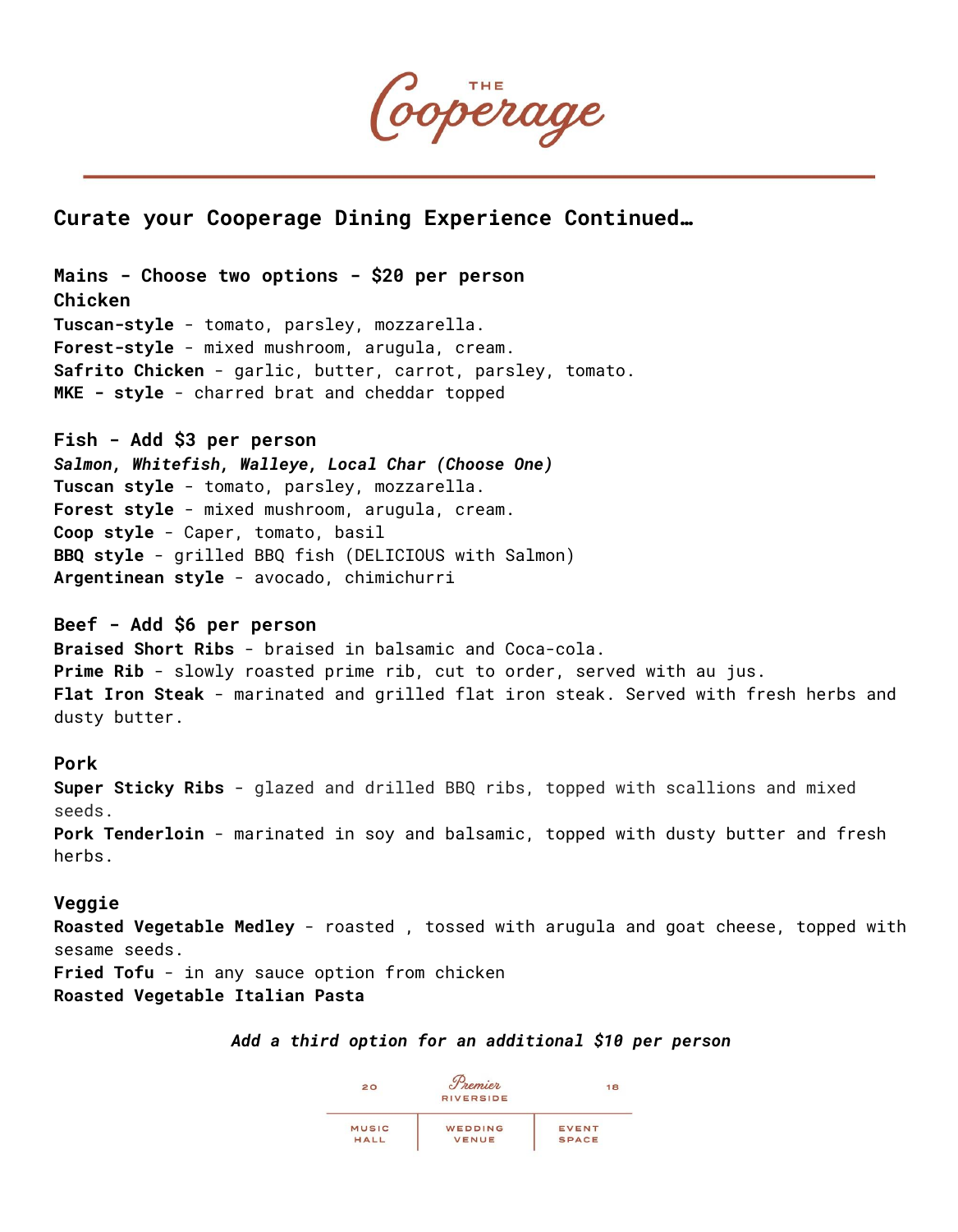## Curate your Cooperage Dining Experience Continued…

**Mains - Choose two options - $20 per person**

**Chicken**

**Tuscan-style** - tomato, parsley, mozzarella.
**Forest-style** - mixed mushroom, arugula, cream.
**Safrito Chicken** - garlic, butter, carrot, parsley, tomato.
**MKE - style** - charred brat and cheddar topped

**Fish - Add $3 per person**

***Salmon, Whitefish, Walleye, Local Char (Choose One)***
**Tuscan style** - tomato, parsley, mozzarella.
**Forest style** - mixed mushroom, arugula, cream.
**Coop style** - Caper, tomato, basil
**BBQ style** - grilled BBQ fish (DELICIOUS with Salmon)
**Argentinean style** - avocado, chimichurri

**Beef - Add $6 per person**

**Braised Short Ribs** - braised in balsamic and Coca-cola.
**Prime Rib** - slowly roasted prime rib, cut to order, served with au jus.
**Flat Iron Steak** - marinated and grilled flat iron steak. Served with fresh herbs and dusty butter.

**Pork**

**Super Sticky Ribs** - glazed and drilled BBQ ribs, topped with scallions and mixed seeds.
**Pork Tenderloin** - marinated in soy and balsamic, topped with dusty butter and fresh herbs.

**Veggie**

**Roasted Vegetable Medley** - roasted , tossed with arugula and goat cheese, topped with sesame seeds.
**Fried Tofu** - in any sauce option from chicken
**Roasted Vegetable Italian Pasta**

***Add a third option for an additional $10 per person***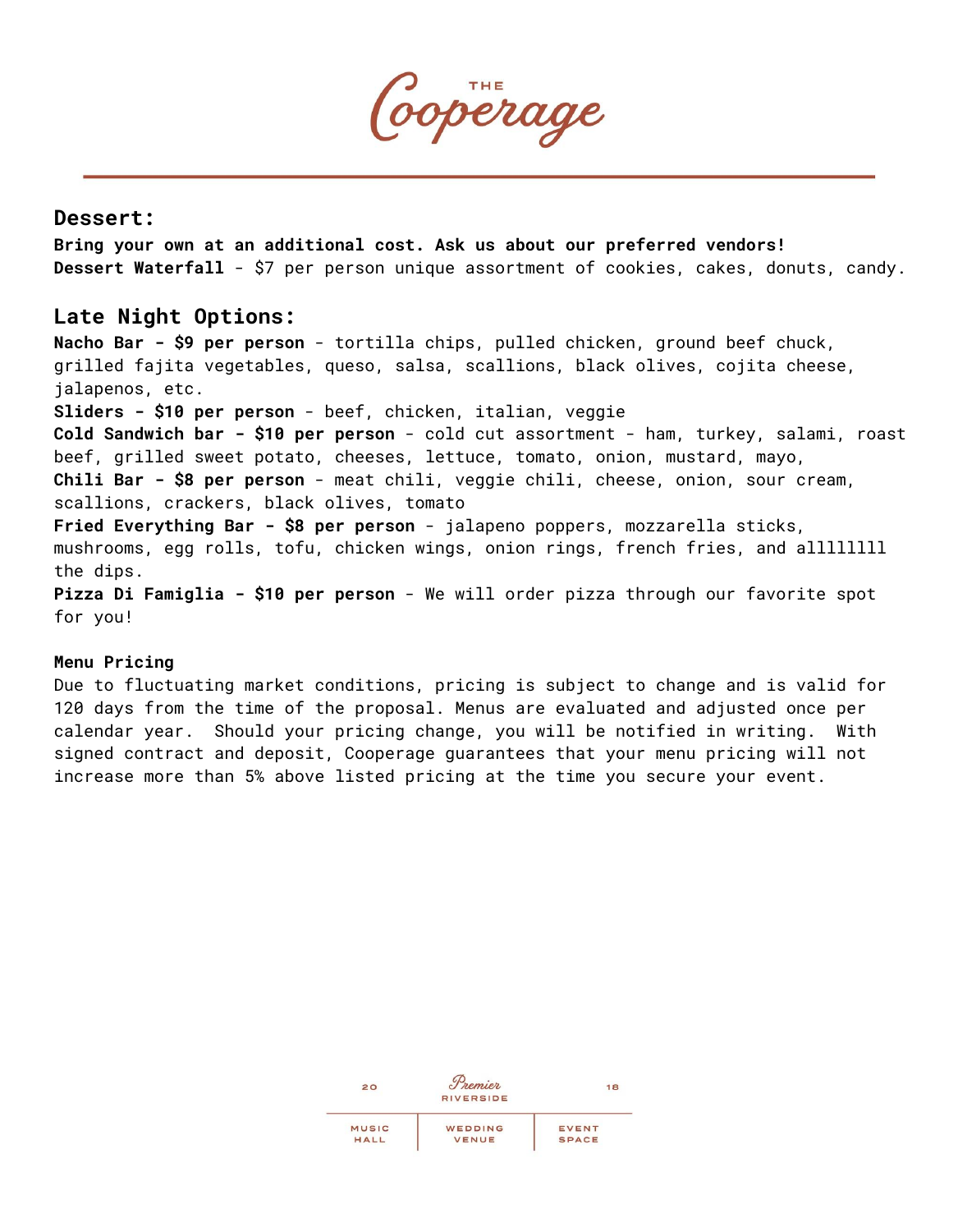## Dessert:

**Bring your own at an additional cost. Ask us about our preferred vendors!**
**Dessert Waterfall** - $7 per person unique assortment of cookies, cakes, donuts, candy.

## Late Night Options:

**Nacho Bar - $9 per person** - tortilla chips, pulled chicken, ground beef chuck, grilled fajita vegetables, queso, salsa, scallions, black olives, cojita cheese, jalapenos, etc.
**Sliders - $10 per person** - beef, chicken, italian, veggie
**Cold Sandwich bar - $10 per person** - cold cut assortment - ham, turkey, salami, roast beef, grilled sweet potato, cheeses, lettuce, tomato, onion, mustard, mayo,
**Chili Bar - $8 per person** - meat chili, veggie chili, cheese, onion, sour cream, scallions, crackers, black olives, tomato
**Fried Everything Bar - $8 per person** - jalapeno poppers, mozzarella sticks, mushrooms, egg rolls, tofu, chicken wings, onion rings, french fries, and allllllll the dips.
**Pizza Di Famiglia - $10 per person** - We will order pizza through our favorite spot for you!

**Menu Pricing**
Due to fluctuating market conditions, pricing is subject to change and is valid for 120 days from the time of the proposal. Menus are evaluated and adjusted once per calendar year. Should your pricing change, you will be notified in writing. With signed contract and deposit, Cooperage guarantees that your menu pricing will not increase more than 5% above listed pricing at the time you secure your event.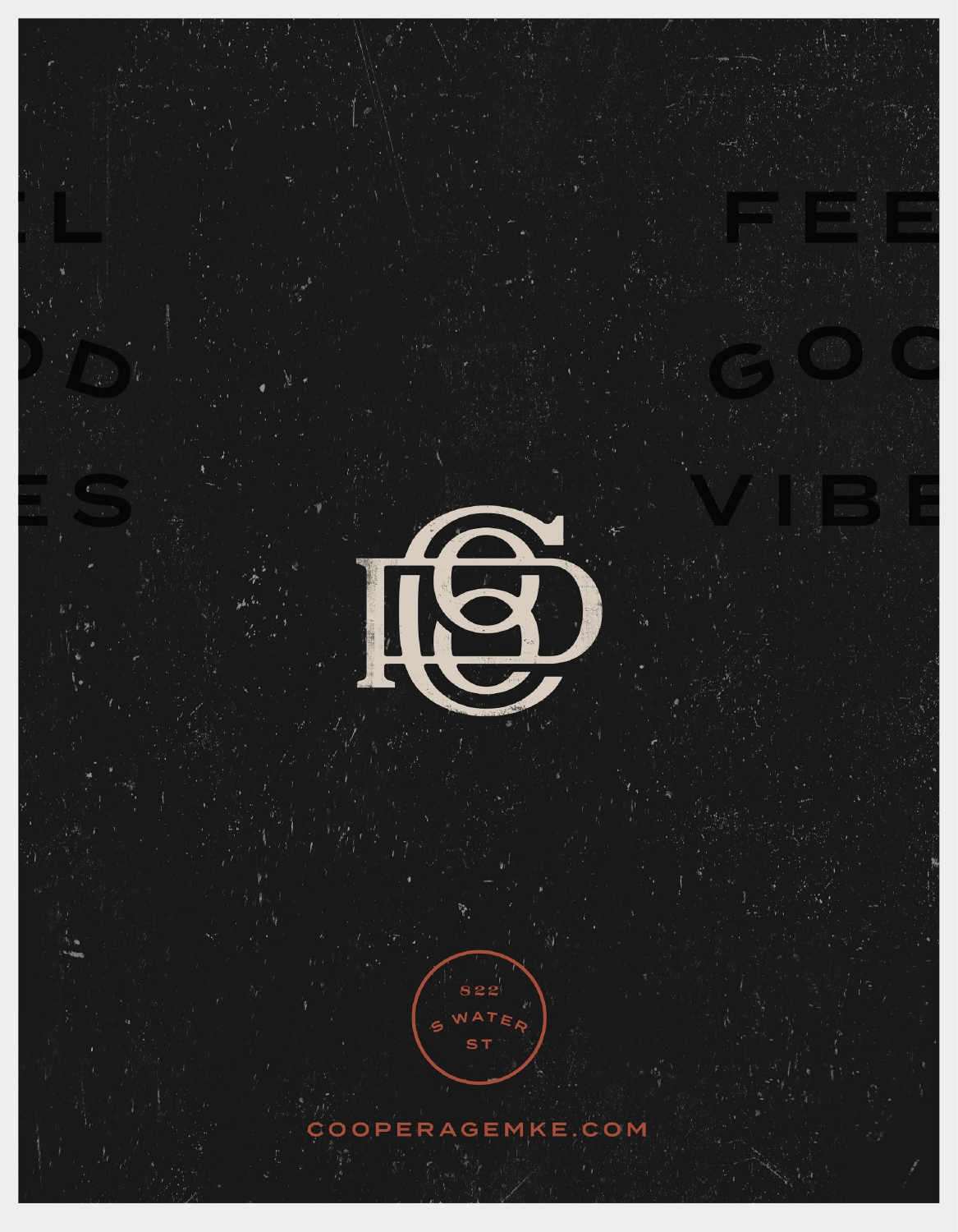FEEL GOOD VIBES

822 S WATER ST

COOPERAGEMKE.COM